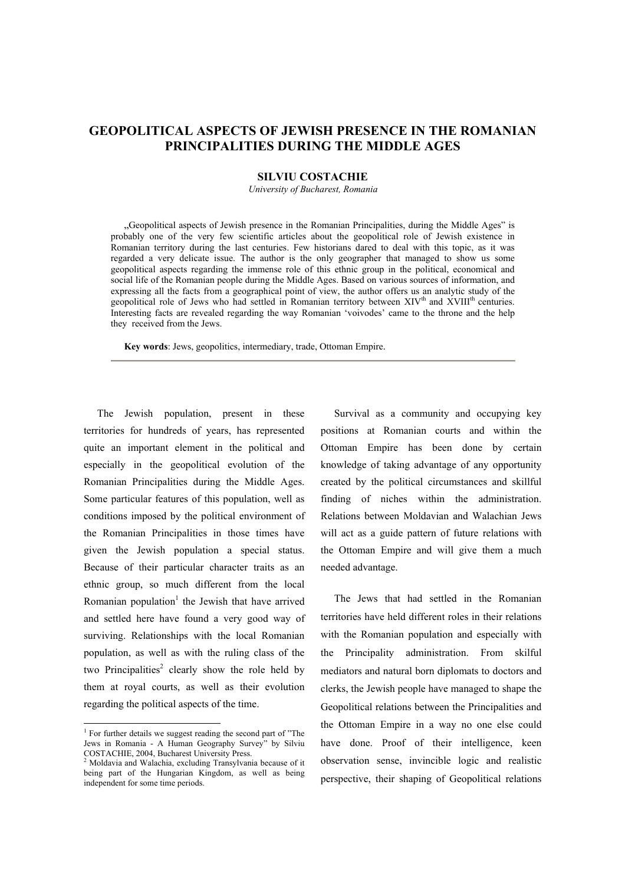# GEOPOLITICAL ASPECTS OF JEWISH PRESENCE IN THE ROMANIAN PRINCIPALITIES DURING THE MIDDLE AGES

**SILVIU COSTACHIE**

*University of Bucharest, Romania*

„Geopolitical aspects of Jewish presence in the Romanian Principalities, during the Middle Ages" is probably one of the very few scientific articles about the geopolitical role of Jewish existence in Romanian territory during the last centuries. Few historians dared to deal with this topic, as it was regarded a very delicate issue. The author is the only geographer that managed to show us some geopolitical aspects regarding the immense role of this ethnic group in the political, economical and social life of the Romanian people during the Middle Ages. Based on various sources of information, and expressing all the facts from a geographical point of view, the author offers us an analytic study of the geopolitical role of Jews who had settled in Romanian territory between XIV[th] and XVIII[th] centuries. Interesting facts are revealed regarding the way Romanian 'voivodes' came to the throne and the help they received from the Jews.

**Key words**: Jews, geopolitics, intermediary, trade, Ottoman Empire.

---

The Jewish population, present in these territories for hundreds of years, has represented quite an important element in the political and especially in the geopolitical evolution of the Romanian Principalities during the Middle Ages. Some particular features of this population, well as conditions imposed by the political environment of the Romanian Principalities in those times have given the Jewish population a special status. Because of their particular character traits as an ethnic group, so much different from the local Romanian population[1] the Jewish that have arrived and settled here have found a very good way of surviving. Relationships with the local Romanian population, as well as with the ruling class of the two Principalities[2] clearly show the role held by them at royal courts, as well as their evolution regarding the political aspects of the time.

Survival as a community and occupying key positions at Romanian courts and within the Ottoman Empire has been done by certain knowledge of taking advantage of any opportunity created by the political circumstances and skillful finding of niches within the administration. Relations between Moldavian and Walachian Jews will act as a guide pattern of future relations with the Ottoman Empire and will give them a much needed advantage.

The Jews that had settled in the Romanian territories have held different roles in their relations with the Romanian population and especially with the Principality administration. From skilful mediators and natural born diplomats to doctors and clerks, the Jewish people have managed to shape the Geopolitical relations between the Principalities and the Ottoman Empire in a way no one else could have done. Proof of their intelligence, keen observation sense, invincible logic and realistic perspective, their shaping of Geopolitical relations

---

[1] For further details we suggest reading the second part of "The Jews in Romania - A Human Geography Survey" by Silviu COSTACHIE, 2004, Bucharest University Press.

[2] Moldavia and Walachia, excluding Transylvania because of it being part of the Hungarian Kingdom, as well as being independent for some time periods.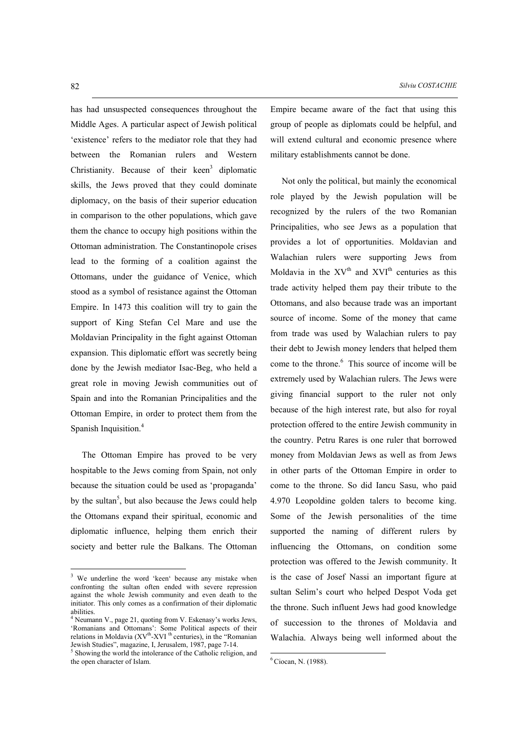has had unsuspected consequences throughout the Middle Ages. A particular aspect of Jewish political 'existence' refers to the mediator role that they had between the Romanian rulers and Western Christianity. Because of their keen[3] diplomatic skills, the Jews proved that they could dominate diplomacy, on the basis of their superior education in comparison to the other populations, which gave them the chance to occupy high positions within the Ottoman administration. The Constantinopole crises lead to the forming of a coalition against the Ottomans, under the guidance of Venice, which stood as a symbol of resistance against the Ottoman Empire. In 1473 this coalition will try to gain the support of King Stefan Cel Mare and use the Moldavian Principality in the fight against Ottoman expansion. This diplomatic effort was secretly being done by the Jewish mediator Isac-Beg, who held a great role in moving Jewish communities out of Spain and into the Romanian Principalities and the Ottoman Empire, in order to protect them from the Spanish Inquisition.[4]

The Ottoman Empire has proved to be very hospitable to the Jews coming from Spain, not only because the situation could be used as 'propaganda' by the sultan[5], but also because the Jews could help the Ottomans expand their spiritual, economic and diplomatic influence, helping them enrich their society and better rule the Balkans. The Ottoman Empire became aware of the fact that using this group of people as diplomats could be helpful, and will extend cultural and economic presence where military establishments cannot be done.

Not only the political, but mainly the economical role played by the Jewish population will be recognized by the rulers of the two Romanian Principalities, who see Jews as a population that provides a lot of opportunities. Moldavian and Walachian rulers were supporting Jews from Moldavia in the XV$^{th}$ and XVI$^{th}$ centuries as this trade activity helped them pay their tribute to the Ottomans, and also because trade was an important source of income. Some of the money that came from trade was used by Walachian rulers to pay their debt to Jewish money lenders that helped them come to the throne.[6] This source of income will be extremely used by Walachian rulers. The Jews were giving financial support to the ruler not only because of the high interest rate, but also for royal protection offered to the entire Jewish community in the country. Petru Rares is one ruler that borrowed money from Moldavian Jews as well as from Jews in other parts of the Ottoman Empire in order to come to the throne. So did Iancu Sasu, who paid 4.970 Leopoldine golden talers to become king. Some of the Jewish personalities of the time supported the naming of different rulers by influencing the Ottomans, on condition some protection was offered to the Jewish community. It is the case of Josef Nassi an important figure at sultan Selim's court who helped Despot Voda get the throne. Such influent Jews had good knowledge of succession to the thrones of Moldavia and Walachia. Always being well informed about the

---

[3] We underline the word 'keen' because any mistake when confronting the sultan often ended with severe repression against the whole Jewish community and even death to the initiator. This only comes as a confirmation of their diplomatic abilities.

[4] Neumann V., page 21, quoting from V. Eskenasy's works Jews, 'Romanians and Ottomans': Some Political aspects of their relations in Moldavia (XV$^{th}$-XVI$^{th}$ centuries), in the "Romanian Jewish Studies", magazine, I, Jerusalem, 1987, page 7-14.

[5] Showing the world the intolerance of the Catholic religion, and the open character of Islam.

[6] Ciocan, N. (1988).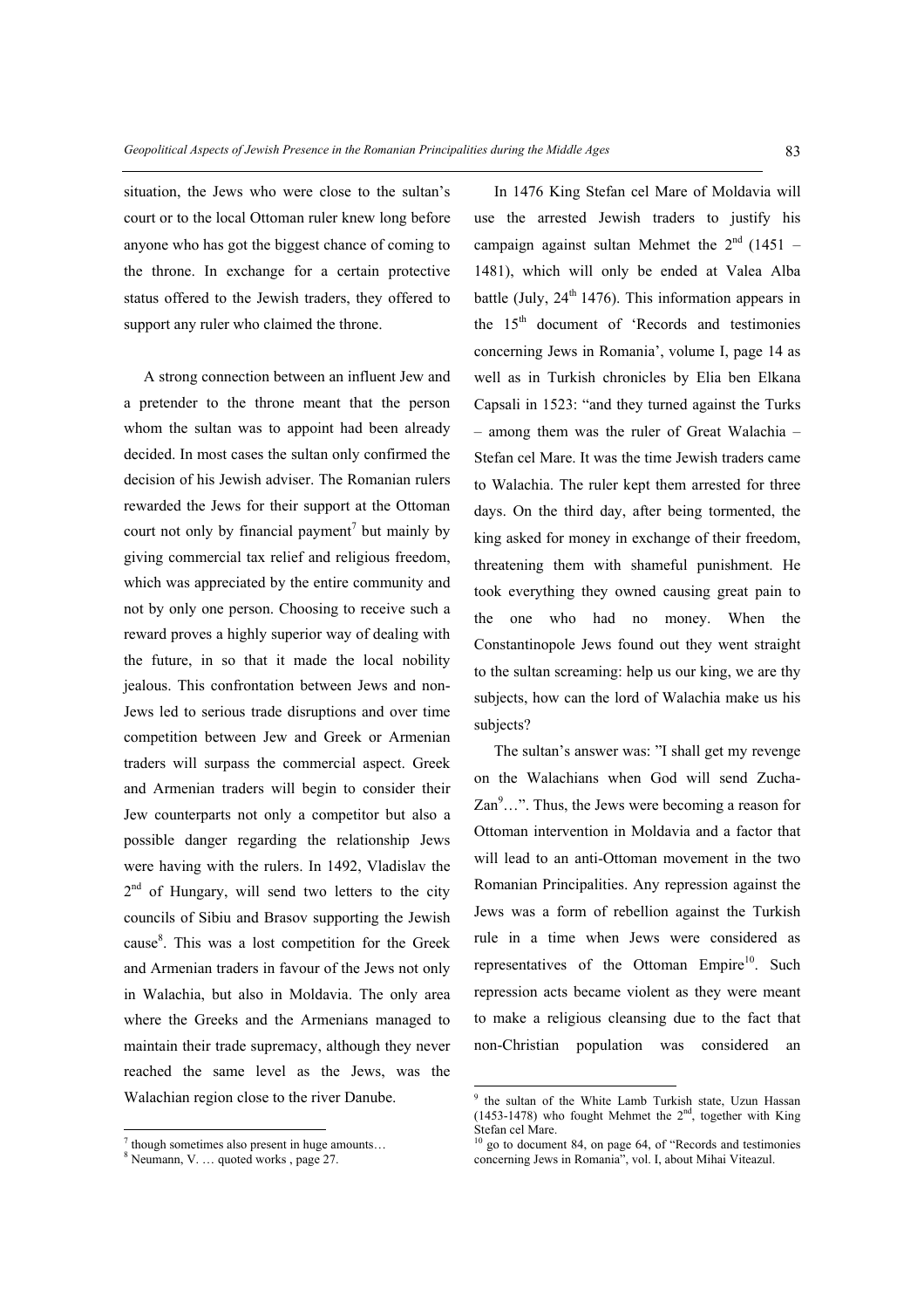situation, the Jews who were close to the sultan's court or to the local Ottoman ruler knew long before anyone who has got the biggest chance of coming to the throne. In exchange for a certain protective status offered to the Jewish traders, they offered to support any ruler who claimed the throne.

A strong connection between an influent Jew and a pretender to the throne meant that the person whom the sultan was to appoint had been already decided. In most cases the sultan only confirmed the decision of his Jewish adviser. The Romanian rulers rewarded the Jews for their support at the Ottoman court not only by financial payment[7] but mainly by giving commercial tax relief and religious freedom, which was appreciated by the entire community and not by only one person. Choosing to receive such a reward proves a highly superior way of dealing with the future, in so that it made the local nobility jealous. This confrontation between Jews and non-Jews led to serious trade disruptions and over time competition between Jew and Greek or Armenian traders will surpass the commercial aspect. Greek and Armenian traders will begin to consider their Jew counterparts not only a competitor but also a possible danger regarding the relationship Jews were having with the rulers. In 1492, Vladislav the 2[nd] of Hungary, will send two letters to the city councils of Sibiu and Brasov supporting the Jewish cause[8]. This was a lost competition for the Greek and Armenian traders in favour of the Jews not only in Walachia, but also in Moldavia. The only area where the Greeks and the Armenians managed to maintain their trade supremacy, although they never reached the same level as the Jews, was the Walachian region close to the river Danube.

In 1476 King Stefan cel Mare of Moldavia will use the arrested Jewish traders to justify his campaign against sultan Mehmet the 2[nd] (1451 – 1481), which will only be ended at Valea Alba battle (July, 24[th] 1476). This information appears in the 15[th] document of 'Records and testimonies concerning Jews in Romania', volume I, page 14 as well as in Turkish chronicles by Elia ben Elkana Capsali in 1523: "and they turned against the Turks – among them was the ruler of Great Walachia – Stefan cel Mare. It was the time Jewish traders came to Walachia. The ruler kept them arrested for three days. On the third day, after being tormented, the king asked for money in exchange of their freedom, threatening them with shameful punishment. He took everything they owned causing great pain to the one who had no money. When the Constantinopole Jews found out they went straight to the sultan screaming: help us our king, we are thy subjects, how can the lord of Walachia make us his subjects?

The sultan's answer was: "I shall get my revenge on the Walachians when God will send Zucha-Zan[9]…". Thus, the Jews were becoming a reason for Ottoman intervention in Moldavia and a factor that will lead to an anti-Ottoman movement in the two Romanian Principalities. Any repression against the Jews was a form of rebellion against the Turkish rule in a time when Jews were considered as representatives of the Ottoman Empire[10]. Such repression acts became violent as they were meant to make a religious cleansing due to the fact that non-Christian population was considered an

---

[7] though sometimes also present in huge amounts…

[8] Neumann, V. … quoted works , page 27.

[9] the sultan of the White Lamb Turkish state, Uzun Hassan (1453-1478) who fought Mehmet the 2[nd], together with King Stefan cel Mare.

[10] go to document 84, on page 64, of "Records and testimonies concerning Jews in Romania", vol. I, about Mihai Viteazul.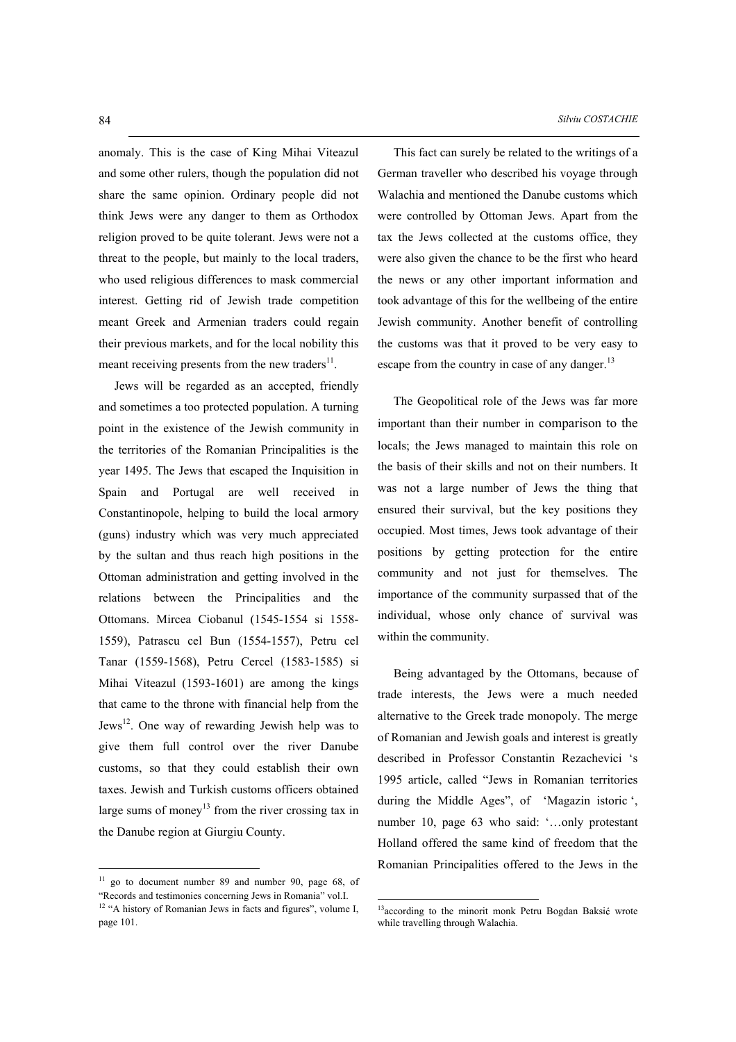anomaly. This is the case of King Mihai Viteazul and some other rulers, though the population did not share the same opinion. Ordinary people did not think Jews were any danger to them as Orthodox religion proved to be quite tolerant. Jews were not a threat to the people, but mainly to the local traders, who used religious differences to mask commercial interest. Getting rid of Jewish trade competition meant Greek and Armenian traders could regain their previous markets, and for the local nobility this meant receiving presents from the new traders[11].

Jews will be regarded as an accepted, friendly and sometimes a too protected population. A turning point in the existence of the Jewish community in the territories of the Romanian Principalities is the year 1495. The Jews that escaped the Inquisition in Spain and Portugal are well received in Constantinople, helping to build the local armory (guns) industry which was very much appreciated by the sultan and thus reach high positions in the Ottoman administration and getting involved in the relations between the Principalities and the Ottomans. Mircea Ciobanul (1545-1554 si 1558-1559), Patrascu cel Bun (1554-1557), Petru cel Tanar (1559-1568), Petru Cercel (1583-1585) si Mihai Viteazul (1593-1601) are among the kings that came to the throne with financial help from the Jews[12]. One way of rewarding Jewish help was to give them full control over the river Danube customs, so that they could establish their own taxes. Jewish and Turkish customs officers obtained large sums of money[13] from the river crossing tax in the Danube region at Giurgiu County.

This fact can surely be related to the writings of a German traveller who described his voyage through Walachia and mentioned the Danube customs which were controlled by Ottoman Jews. Apart from the tax the Jews collected at the customs office, they were also given the chance to be the first who heard the news or any other important information and took advantage of this for the wellbeing of the entire Jewish community. Another benefit of controlling the customs was that it proved to be very easy to escape from the country in case of any danger.[13]

The Geopolitical role of the Jews was far more important than their number in comparison to the locals; the Jews managed to maintain this role on the basis of their skills and not on their numbers. It was not a large number of Jews the thing that ensured their survival, but the key positions they occupied. Most times, Jews took advantage of their positions by getting protection for the entire community and not just for themselves. The importance of the community surpassed that of the individual, whose only chance of survival was within the community.

Being advantaged by the Ottomans, because of trade interests, the Jews were a much needed alternative to the Greek trade monopoly. The merge of Romanian and Jewish goals and interest is greatly described in Professor Constantin Rezachevici 's 1995 article, called "Jews in Romanian territories during the Middle Ages", of 'Magazin istoric ', number 10, page 63 who said: '…only protestant Holland offered the same kind of freedom that the Romanian Principalities offered to the Jews in the

---

[11] go to document number 89 and number 90, page 68, of "Records and testimonies concerning Jews in Romania" vol.I.

[12] "A history of Romanian Jews in facts and figures", volume I, page 101.

[13] according to the minorit monk Petru Bogdan Baksić wrote while travelling through Walachia.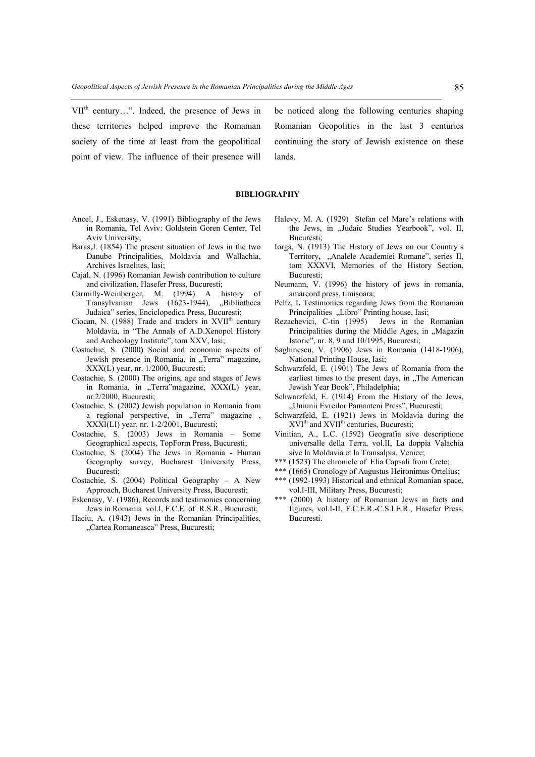VII[th] century…". Indeed, the presence of Jews in these territories helped improve the Romanian society of the time at least from the geopolitical point of view. The influence of their presence will be noticed along the following centuries shaping Romanian Geopolitics in the last 3 centuries continuing the story of Jewish existence on these lands.

**BIBLIOGRAPHY**

Ancel, J., Eskenasy, V. (1991) Bibliography of the Jews in Romania, Tel Aviv: Goldstein Goren Center, Tel Aviv University;

Baras,J. (1854) The present situation of Jews in the two Danube Principalities, Moldavia and Wallachia, Archives Israelites, Iasi;

Cajal, N. (1996) Romanian Jewish contribution to culture and civilization, Hasefer Press, Bucuresti;

Carmilly-Weinberger, M. (1994) A history of Transylvanian Jews (1623-1944), „Bibliotheca Judaica" series, Enciclopedica Press, Bucuresti;

Ciocan, N. (1988) Trade and traders in XVII[th] century Moldavia, in "The Annals of A.D.Xenopol History and Archeology Institute", tom XXV, Iasi;

Costachie, S. (2000**)** Social and economic aspects of Jewish presence in Romania, in „Terra" magazine, XXX(L) year, nr. 1/2000, Bucuresti;

Costachie, S. (2000) The origins, age and stages of Jews in Romania, in „Terra"magazine, XXX(L) year, nr.2/2000, Bucuresti;

Costachie, S. (2002**)** Jewish population in Romania from a regional perspective, in „Terra" magazine , XXXI(LI) year, nr. 1-2/2001, Bucuresti;

Costachie, S. (2003) Jews in Romania – Some Geographical aspects, TopForm Press, Bucuresti;

Costachie, S. (2004) The Jews in Romania - Human Geography survey, Bucharest University Press, Bucuresti;

Costachie, S. (2004) Political Geography – A New Approach, Bucharest University Press, Bucuresti;

Eskenasy, V. (1986), Records and testimonies concerning Jews in Romania vol.I, F.C.E. of R.S.R., Bucuresti;

Haciu, A. (1943) Jews in the Romanian Principalities, „Cartea Romaneasca" Press, Bucuresti;

Halevy, M. A. (1929) Stefan cel Mare's relations with the Jews, in „Judaic Studies Yearbook", vol. II, Bucuresti;

Iorga, N. (1913) The History of Jews on our Country´s Territory**,** „Analele Academiei Romane", series II, tom XXXVI, Memories of the History Section, Bucuresti;

Neumann, V. (1996) the history of jews in romania, amarcord press, timisoara;

Peltz, I**.** Testimonies regarding Jews from the Romanian Principalities „Libro" Printing house, Iasi;

Rezachevici, C-tin (1995) Jews in the Romanian Principalities during the Middle Ages, in „Magazin Istoric", nr. 8, 9 and 10/1995, Bucuresti;

Saghinescu, V. (1906) Jews in Romania (1418-1906), National Printing House, Iasi;

Schwarzfeld, E. (1901) The Jews of Romania from the earliest times to the present days, in „The American Jewish Year Book", Philadelphia;

Schwarzfeld, E. (1914) From the History of the Jews, „Uniunii Evreilor Pamanteni Press", Bucuresti;

Schwarzfeld, E. (1921) Jews in Moldavia during the XVI[th] and XVII[th] centuries, Bucuresti;

Vinitian, A., L.C. (1592) Geografia sive descriptione universalle della Terra, vol.II, La doppia Valachia sive la Moldavia et la Transalpia, Venice;

\*\*\* (1523**)** The chronicle of Elia Capsali from Crete;

\*\*\* (1665) Cronology of Augustus Heironimus Ortelius;

\*\*\* (1992-1993) Historical and ethnical Romanian space, vol.I-III, Military Press, Bucuresti;

\*\*\* (2000) A history of Romanian Jews in facts and figures, vol.I-II, F.C.E.R.-C.S.I.E.R., Hasefer Press, Bucuresti.